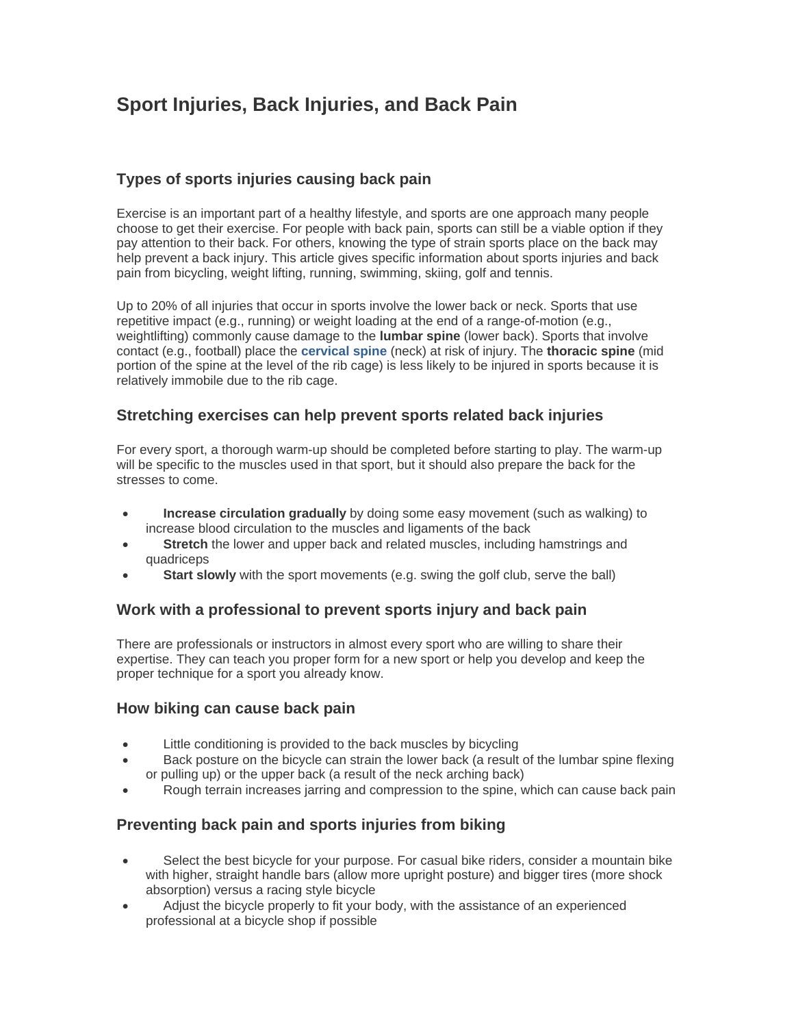# Sport Injuries, Back Injuries, and Back Pain

## Types of sports injuries causing back pain

Exercise is an important part of a healthy lifestyle, and sports are one approach many people choose to get their exercise. For people with back pain, sports can still be a viable option if they pay attention to their back. For others, knowing the type of strain sports place on the back may help prevent a back injury. This article gives specific information about sports injuries and back pain from bicycling, weight lifting, running, swimming, skiing, golf and tennis.

Up to 20% of all injuries that occur in sports involve the lower back or neck. Sports that use repetitive impact (e.g., running) or weight loading at the end of a range-of-motion (e.g., weightlifting) commonly cause damage to the **lumbar spine** (lower back). Sports that involve contact (e.g., football) place the **cervical spine** (neck) at risk of injury. The **thoracic spine** (mid portion of the spine at the level of the rib cage) is less likely to be injured in sports because it is relatively immobile due to the rib cage.

## Stretching exercises can help prevent sports related back injuries

For every sport, a thorough warm-up should be completed before starting to play. The warm-up will be specific to the muscles used in that sport, but it should also prepare the back for the stresses to come.

- **Increase circulation gradually** by doing some easy movement (such as walking) to increase blood circulation to the muscles and ligaments of the back
- **Stretch** the lower and upper back and related muscles, including hamstrings and quadriceps
- **Start slowly** with the sport movements (e.g. swing the golf club, serve the ball)

## Work with a professional to prevent sports injury and back pain

There are professionals or instructors in almost every sport who are willing to share their expertise. They can teach you proper form for a new sport or help you develop and keep the proper technique for a sport you already know.

## How biking can cause back pain

- Little conditioning is provided to the back muscles by bicycling
- Back posture on the bicycle can strain the lower back (a result of the lumbar spine flexing or pulling up) or the upper back (a result of the neck arching back)
- Rough terrain increases jarring and compression to the spine, which can cause back pain

## Preventing back pain and sports injuries from biking

- Select the best bicycle for your purpose. For casual bike riders, consider a mountain bike with higher, straight handle bars (allow more upright posture) and bigger tires (more shock absorption) versus a racing style bicycle
- Adjust the bicycle properly to fit your body, with the assistance of an experienced professional at a bicycle shop if possible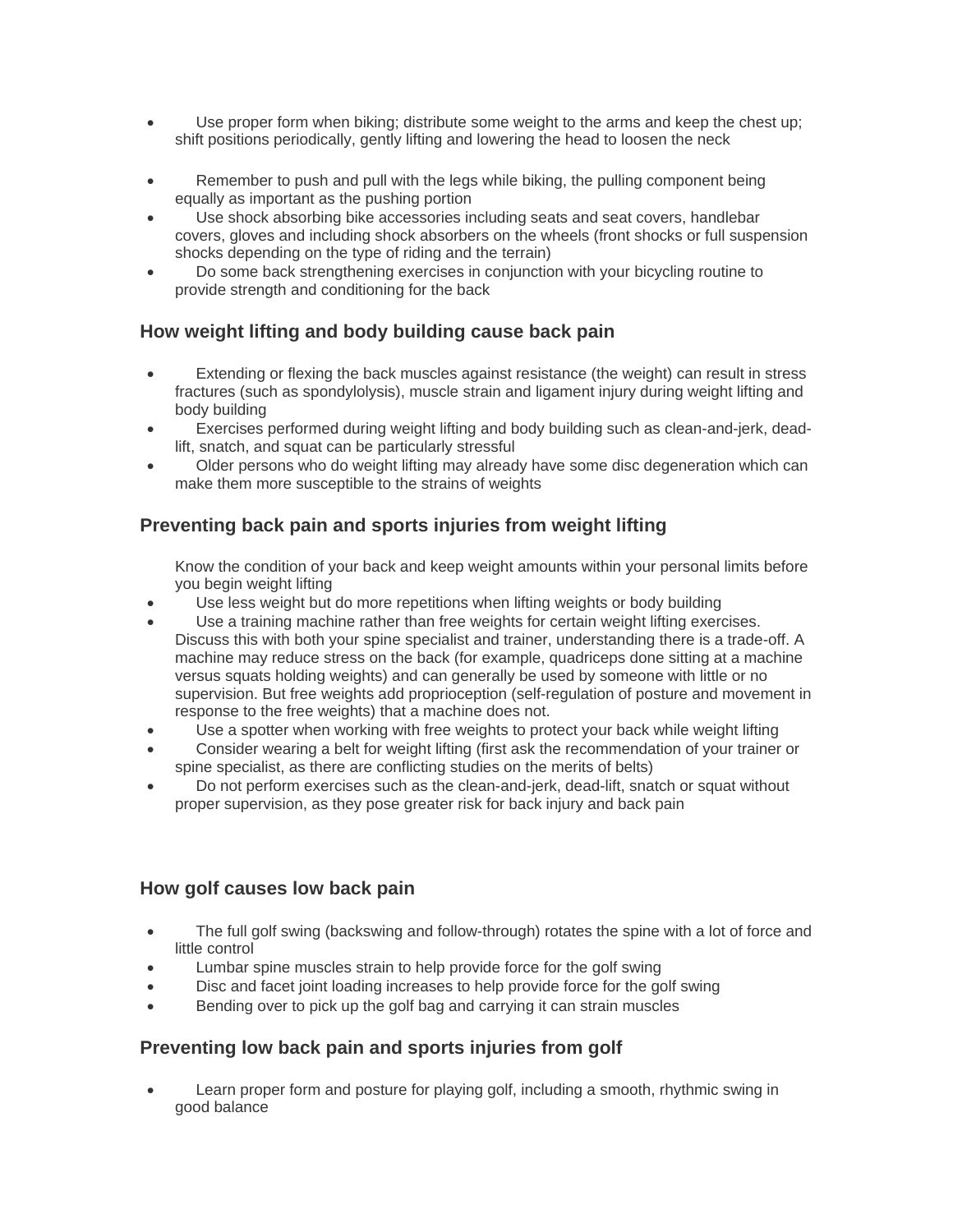- Use proper form when biking; distribute some weight to the arms and keep the chest up; shift positions periodically, gently lifting and lowering the head to loosen the neck

- Remember to push and pull with the legs while biking, the pulling component being equally as important as the pushing portion
- Use shock absorbing bike accessories including seats and seat covers, handlebar covers, gloves and including shock absorbers on the wheels (front shocks or full suspension shocks depending on the type of riding and the terrain)
- Do some back strengthening exercises in conjunction with your bicycling routine to provide strength and conditioning for the back

### How weight lifting and body building cause back pain

- Extending or flexing the back muscles against resistance (the weight) can result in stress fractures (such as spondylolysis), muscle strain and ligament injury during weight lifting and body building
- Exercises performed during weight lifting and body building such as clean-and-jerk, dead-lift, snatch, and squat can be particularly stressful
- Older persons who do weight lifting may already have some disc degeneration which can make them more susceptible to the strains of weights

### Preventing back pain and sports injuries from weight lifting

Know the condition of your back and keep weight amounts within your personal limits before you begin weight lifting

- Use less weight but do more repetitions when lifting weights or body building
- Use a training machine rather than free weights for certain weight lifting exercises. Discuss this with both your spine specialist and trainer, understanding there is a trade-off. A machine may reduce stress on the back (for example, quadriceps done sitting at a machine versus squats holding weights) and can generally be used by someone with little or no supervision. But free weights add proprioception (self-regulation of posture and movement in response to the free weights) that a machine does not.
- Use a spotter when working with free weights to protect your back while weight lifting
- Consider wearing a belt for weight lifting (first ask the recommendation of your trainer or spine specialist, as there are conflicting studies on the merits of belts)
- Do not perform exercises such as the clean-and-jerk, dead-lift, snatch or squat without proper supervision, as they pose greater risk for back injury and back pain

### How golf causes low back pain

- The full golf swing (backswing and follow-through) rotates the spine with a lot of force and little control
- Lumbar spine muscles strain to help provide force for the golf swing
- Disc and facet joint loading increases to help provide force for the golf swing
- Bending over to pick up the golf bag and carrying it can strain muscles

### Preventing low back pain and sports injuries from golf

- Learn proper form and posture for playing golf, including a smooth, rhythmic swing in good balance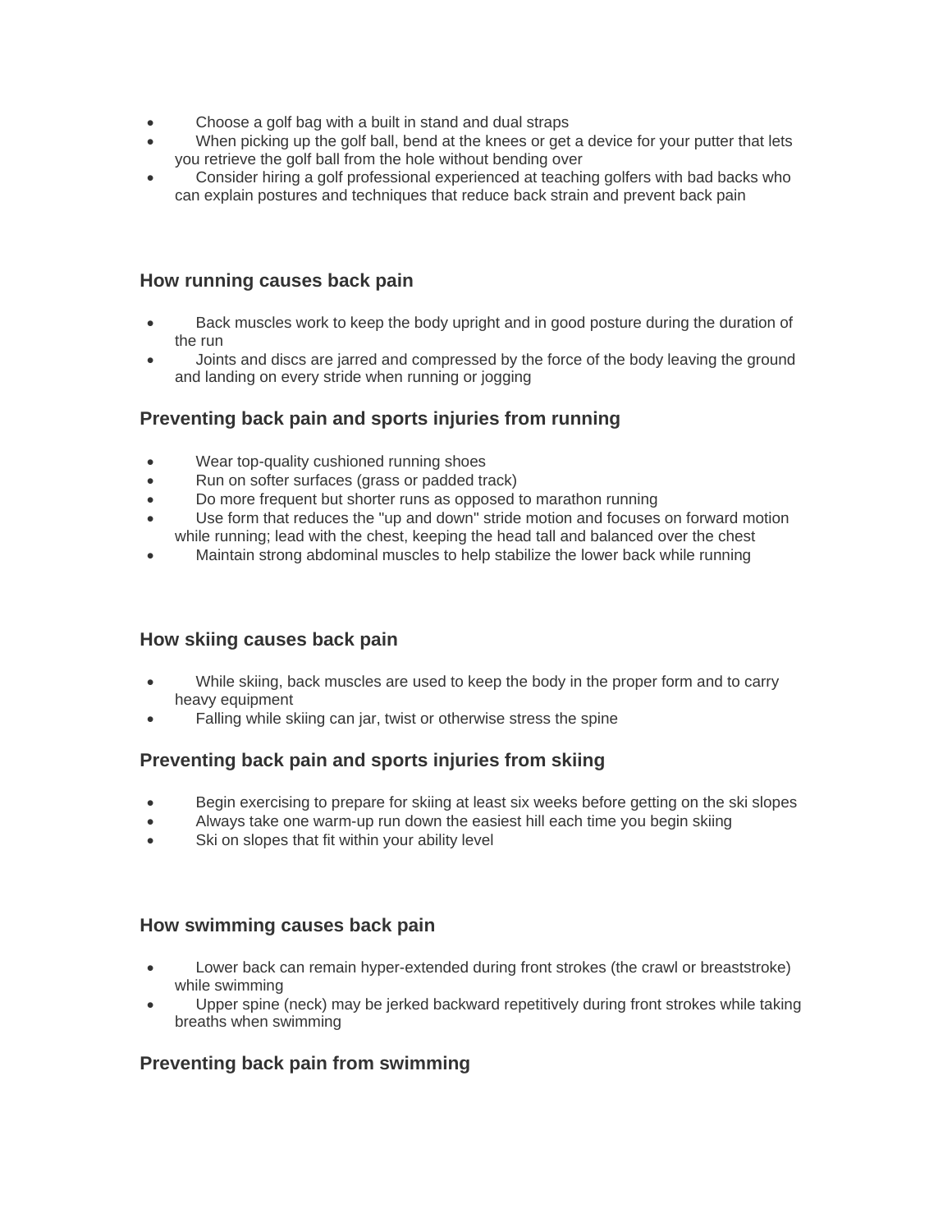- Choose a golf bag with a built in stand and dual straps
- When picking up the golf ball, bend at the knees or get a device for your putter that lets you retrieve the golf ball from the hole without bending over
- Consider hiring a golf professional experienced at teaching golfers with bad backs who can explain postures and techniques that reduce back strain and prevent back pain

### How running causes back pain

- Back muscles work to keep the body upright and in good posture during the duration of the run
- Joints and discs are jarred and compressed by the force of the body leaving the ground and landing on every stride when running or jogging

### Preventing back pain and sports injuries from running

- Wear top-quality cushioned running shoes
- Run on softer surfaces (grass or padded track)
- Do more frequent but shorter runs as opposed to marathon running
- Use form that reduces the "up and down" stride motion and focuses on forward motion while running; lead with the chest, keeping the head tall and balanced over the chest
- Maintain strong abdominal muscles to help stabilize the lower back while running

### How skiing causes back pain

- While skiing, back muscles are used to keep the body in the proper form and to carry heavy equipment
- Falling while skiing can jar, twist or otherwise stress the spine

### Preventing back pain and sports injuries from skiing

- Begin exercising to prepare for skiing at least six weeks before getting on the ski slopes
- Always take one warm-up run down the easiest hill each time you begin skiing
- Ski on slopes that fit within your ability level

### How swimming causes back pain

- Lower back can remain hyper-extended during front strokes (the crawl or breaststroke) while swimming
- Upper spine (neck) may be jerked backward repetitively during front strokes while taking breaths when swimming

### Preventing back pain from swimming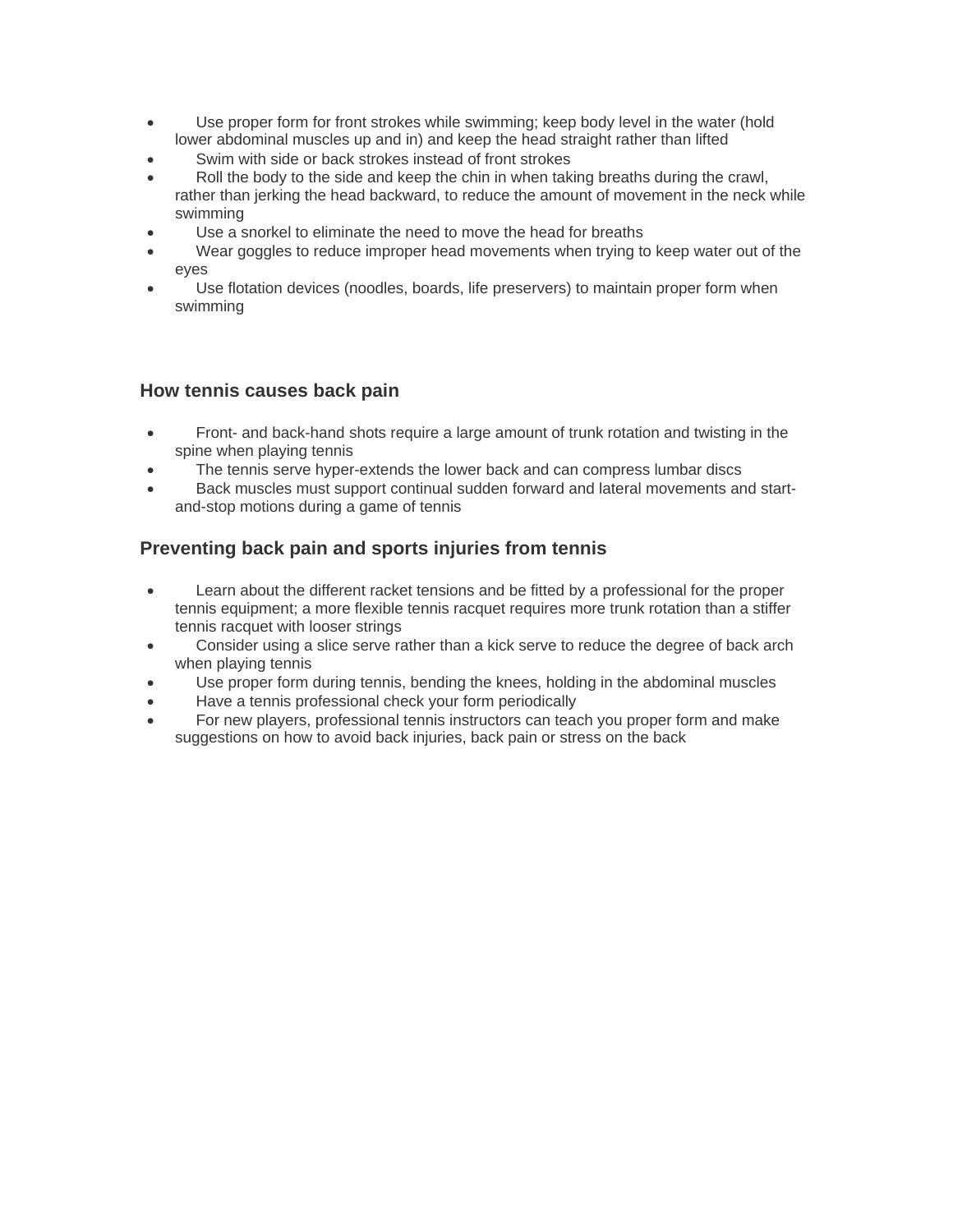- Use proper form for front strokes while swimming; keep body level in the water (hold lower abdominal muscles up and in) and keep the head straight rather than lifted
- Swim with side or back strokes instead of front strokes
- Roll the body to the side and keep the chin in when taking breaths during the crawl, rather than jerking the head backward, to reduce the amount of movement in the neck while swimming
- Use a snorkel to eliminate the need to move the head for breaths
- Wear goggles to reduce improper head movements when trying to keep water out of the eyes
- Use flotation devices (noodles, boards, life preservers) to maintain proper form when swimming

### How tennis causes back pain

- Front- and back-hand shots require a large amount of trunk rotation and twisting in the spine when playing tennis
- The tennis serve hyper-extends the lower back and can compress lumbar discs
- Back muscles must support continual sudden forward and lateral movements and start-and-stop motions during a game of tennis

### Preventing back pain and sports injuries from tennis

- Learn about the different racket tensions and be fitted by a professional for the proper tennis equipment; a more flexible tennis racquet requires more trunk rotation than a stiffer tennis racquet with looser strings
- Consider using a slice serve rather than a kick serve to reduce the degree of back arch when playing tennis
- Use proper form during tennis, bending the knees, holding in the abdominal muscles
- Have a tennis professional check your form periodically
- For new players, professional tennis instructors can teach you proper form and make suggestions on how to avoid back injuries, back pain or stress on the back